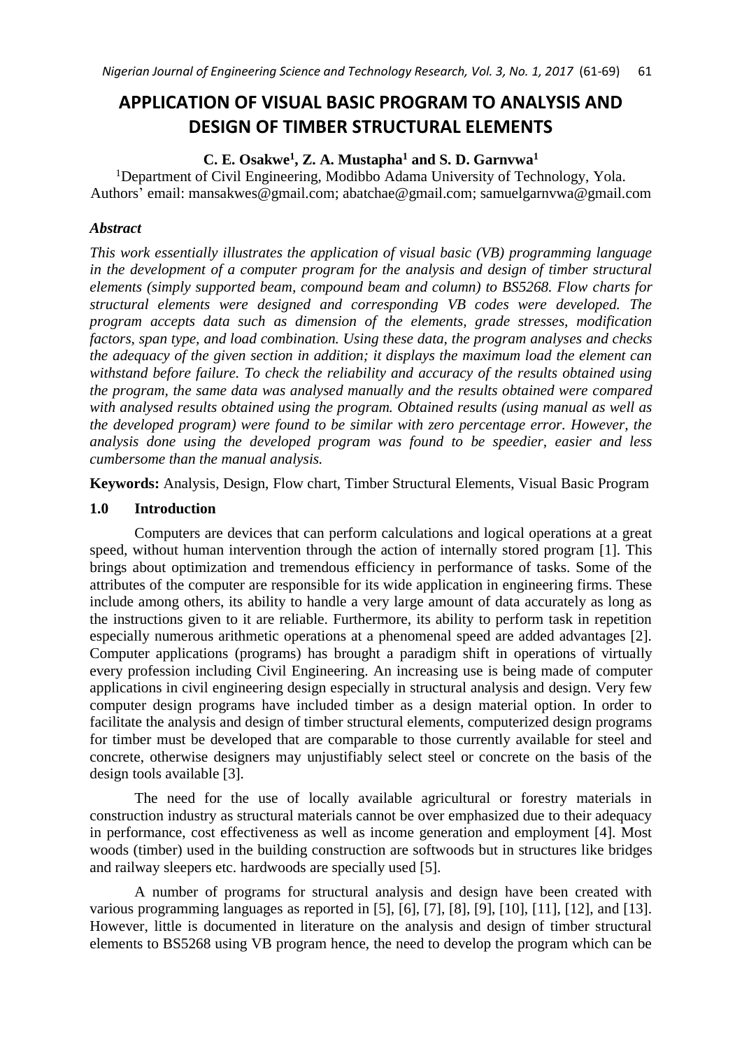# APPLICATION OF VISUAL BASIC PROGRAM TO ANALYSIS AND DESIGN OF TIMBER STRUCTURAL ELEMENTS

**C. E. Osakwe[1], Z. A. Mustapha[1] and S. D. Garnvwa[1]**

[1]Department of Civil Engineering, Modibbo Adama University of Technology, Yola.
Authors' email: mansakwes@gmail.com; abatchae@gmail.com; samuelgarnvwa@gmail.com

### *Abstract*

*This work essentially illustrates the application of visual basic (VB) programming language in the development of a computer program for the analysis and design of timber structural elements (simply supported beam, compound beam and column) to BS5268. Flow charts for structural elements were designed and corresponding VB codes were developed. The program accepts data such as dimension of the elements, grade stresses, modification factors, span type, and load combination. Using these data, the program analyses and checks the adequacy of the given section in addition; it displays the maximum load the element can withstand before failure. To check the reliability and accuracy of the results obtained using the program, the same data was analysed manually and the results obtained were compared with analysed results obtained using the program. Obtained results (using manual as well as the developed program) were found to be similar with zero percentage error. However, the analysis done using the developed program was found to be speedier, easier and less cumbersome than the manual analysis.*

**Keywords:** Analysis, Design, Flow chart, Timber Structural Elements, Visual Basic Program

## 1.0 Introduction

Computers are devices that can perform calculations and logical operations at a great speed, without human intervention through the action of internally stored program [1]. This brings about optimization and tremendous efficiency in performance of tasks. Some of the attributes of the computer are responsible for its wide application in engineering firms. These include among others, its ability to handle a very large amount of data accurately as long as the instructions given to it are reliable. Furthermore, its ability to perform task in repetition especially numerous arithmetic operations at a phenomenal speed are added advantages [2]. Computer applications (programs) has brought a paradigm shift in operations of virtually every profession including Civil Engineering. An increasing use is being made of computer applications in civil engineering design especially in structural analysis and design. Very few computer design programs have included timber as a design material option. In order to facilitate the analysis and design of timber structural elements, computerized design programs for timber must be developed that are comparable to those currently available for steel and concrete, otherwise designers may unjustifiably select steel or concrete on the basis of the design tools available [3].

The need for the use of locally available agricultural or forestry materials in construction industry as structural materials cannot be over emphasized due to their adequacy in performance, cost effectiveness as well as income generation and employment [4]. Most woods (timber) used in the building construction are softwoods but in structures like bridges and railway sleepers etc. hardwoods are specially used [5].

A number of programs for structural analysis and design have been created with various programming languages as reported in [5], [6], [7], [8], [9], [10], [11], [12], and [13]. However, little is documented in literature on the analysis and design of timber structural elements to BS5268 using VB program hence, the need to develop the program which can be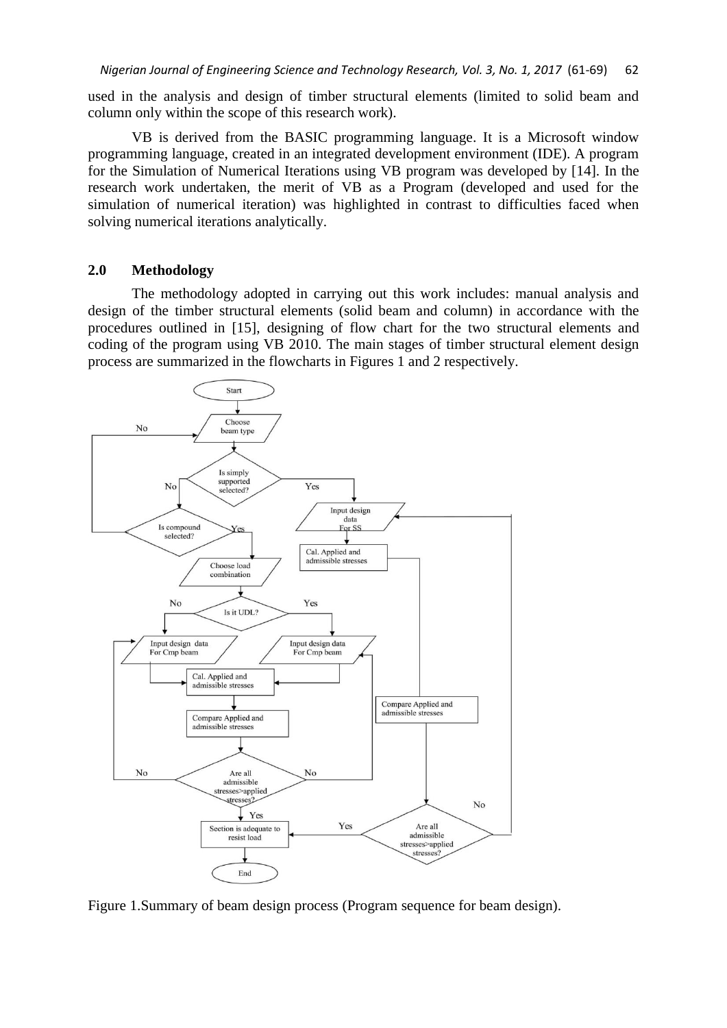used in the analysis and design of timber structural elements (limited to solid beam and column only within the scope of this research work).

VB is derived from the BASIC programming language. It is a Microsoft window programming language, created in an integrated development environment (IDE). A program for the Simulation of Numerical Iterations using VB program was developed by [14]. In the research work undertaken, the merit of VB as a Program (developed and used for the simulation of numerical iteration) was highlighted in contrast to difficulties faced when solving numerical iterations analytically.

## 2.0 Methodology

The methodology adopted in carrying out this work includes: manual analysis and design of the timber structural elements (solid beam and column) in accordance with the procedures outlined in [15], designing of flow chart for the two structural elements and coding of the program using VB 2010. The main stages of timber structural element design process are summarized in the flowcharts in Figures 1 and 2 respectively.

Figure 1.Summary of beam design process (Program sequence for beam design).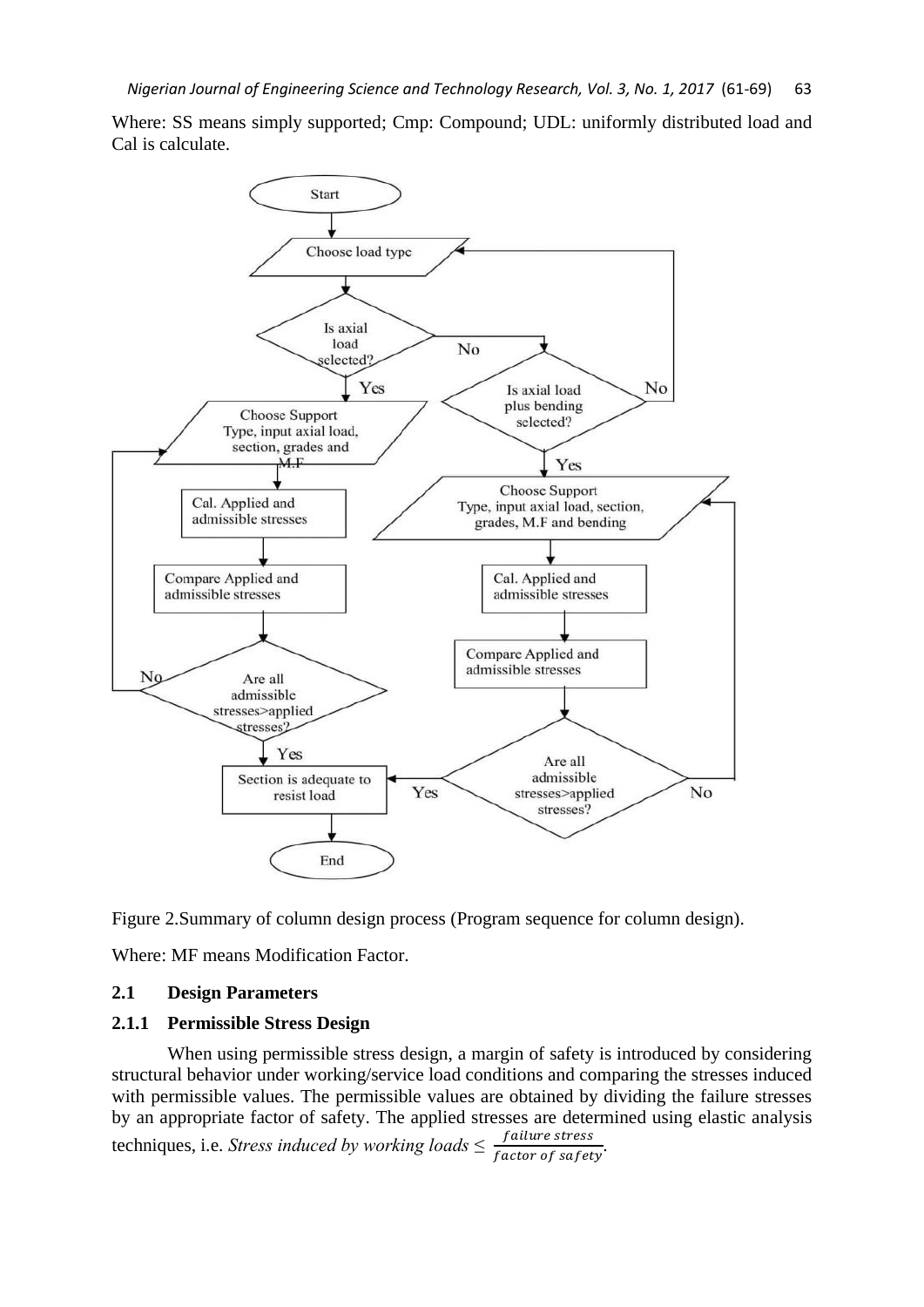Where: SS means simply supported; Cmp: Compound; UDL: uniformly distributed load and Cal is calculate.

Figure 2.Summary of column design process (Program sequence for column design).

Where: MF means Modification Factor.

### 2.1 Design Parameters

#### 2.1.1 Permissible Stress Design

When using permissible stress design, a margin of safety is introduced by considering structural behavior under working/service load conditions and comparing the stresses induced with permissible values. The permissible values are obtained by dividing the failure stresses by an appropriate factor of safety. The applied stresses are determined using elastic analysis techniques, i.e. *Stress induced by working loads* $\leq \frac{failure\ stress}{factor\ of\ safety}$.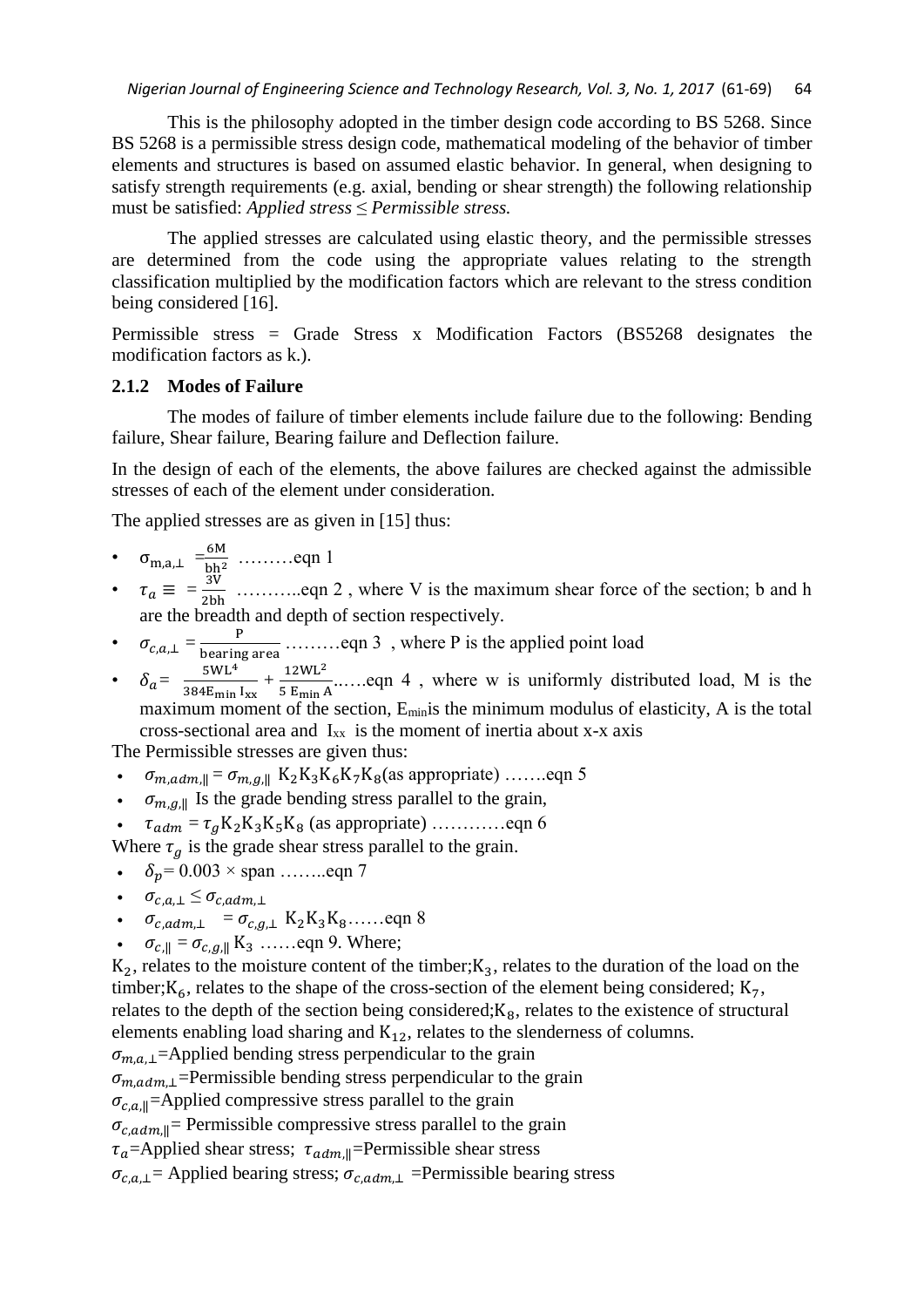This is the philosophy adopted in the timber design code according to BS 5268. Since BS 5268 is a permissible stress design code, mathematical modeling of the behavior of timber elements and structures is based on assumed elastic behavior. In general, when designing to satisfy strength requirements (e.g. axial, bending or shear strength) the following relationship must be satisfied: *Applied stress ≤ Permissible stress.*

The applied stresses are calculated using elastic theory, and the permissible stresses are determined from the code using the appropriate values relating to the strength classification multiplied by the modification factors which are relevant to the stress condition being considered [16].

Permissible stress = Grade Stress x Modification Factors (BS5268 designates the modification factors as k.).

### 2.1.2 Modes of Failure

The modes of failure of timber elements include failure due to the following: Bending failure, Shear failure, Bearing failure and Deflection failure.

In the design of each of the elements, the above failures are checked against the admissible stresses of each of the element under consideration.

The applied stresses are as given in [15] thus:

- $\sigma_{m,a,\perp} = \frac{6M}{bh^2}$ ………eqn 1
- $\tau_a \equiv = \frac{3V}{2bh}$ ………..eqn 2 , where V is the maximum shear force of the section; b and h are the breadth and depth of section respectively.
- $\sigma_{c,a,\perp} = \frac{P}{\text{bearing area}}$ ………eqn 3 , where P is the applied point load
- $\delta_a = \frac{5WL^4}{384E_{min}I_{xx}} + \frac{12WL^2}{5E_{min}A}$……eqn 4 , where w is uniformly distributed load, M is the maximum moment of the section, $E_{min}$ is the minimum modulus of elasticity, A is the total cross-sectional area and $I_{xx}$ is the moment of inertia about x-x axis

The Permissible stresses are given thus:

- $\sigma_{m,adm,\parallel} = \sigma_{m,g,\parallel} K_2K_3K_6K_7K_8$(as appropriate) …….eqn 5
- $\sigma_{m,g,\parallel}$ Is the grade bending stress parallel to the grain,
- $\tau_{adm} = \tau_g K_2K_3K_5K_8$ (as appropriate) …………eqn 6

Where $\tau_g$ is the grade shear stress parallel to the grain.

- $\delta_p = 0.003 \times \text{span}$ ……..eqn 7
- $\sigma_{c,a,\perp} \leq \sigma_{c,adm,\perp}$
- $\sigma_{c,adm,\perp} = \sigma_{c,g,\perp} K_2K_3K_8$……eqn 8
- $\sigma_{c,\parallel} = \sigma_{c,g,\parallel} K_3$ ……eqn 9. Where;

$K_2$, relates to the moisture content of the timber; $K_3$, relates to the duration of the load on the timber; $K_6$, relates to the shape of the cross-section of the element being considered; $K_7$, relates to the depth of the section being considered; $K_8$, relates to the existence of structural elements enabling load sharing and $K_{12}$, relates to the slenderness of columns.

$\sigma_{m,a,\perp}$=Applied bending stress perpendicular to the grain

$\sigma_{m,adm,\perp}$=Permissible bending stress perpendicular to the grain

$\sigma_{c,a,\parallel}$=Applied compressive stress parallel to the grain

$\sigma_{c,adm,\parallel}$= Permissible compressive stress parallel to the grain

$\tau_a$=Applied shear stress; $\tau_{adm,\parallel}$=Permissible shear stress

$\sigma_{c,a,\perp}$= Applied bearing stress; $\sigma_{c,adm,\perp}$ =Permissible bearing stress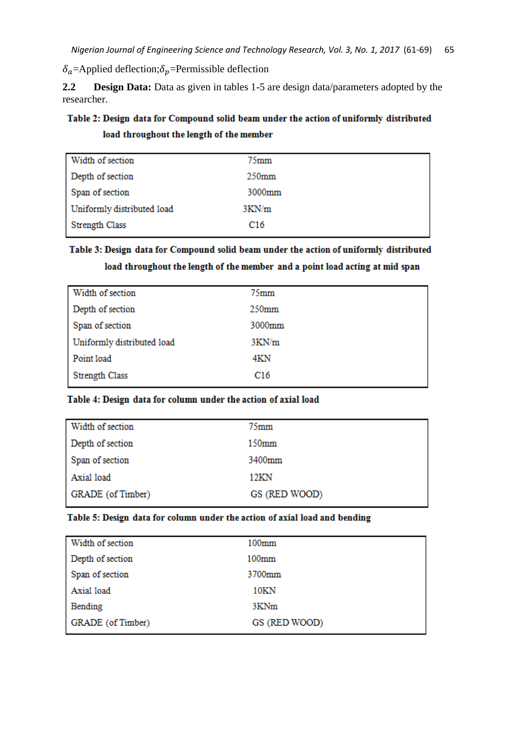$\delta_a$=Applied deflection;$\delta_p$=Permissible deflection

**2.2 Design Data:** Data as given in tables 1-5 are design data/parameters adopted by the researcher.

**Table 2: Design data for Compound solid beam under the action of uniformly distributed load throughout the length of the member**

| | |
|---|---|
| Width of section | 75mm |
| Depth of section | 250mm |
| Span of section | 3000mm |
| Uniformly distributed load | 3KN/m |
| Strength Class | C16 |

**Table 3: Design data for Compound solid beam under the action of uniformly distributed load throughout the length of the member and a point load acting at mid span**

| | |
|---|---|
| Width of section | 75mm |
| Depth of section | 250mm |
| Span of section | 3000mm |
| Uniformly distributed load | 3KN/m |
| Point load | 4KN |
| Strength Class | C16 |

**Table 4: Design data for column under the action of axial load**

| | |
|---|---|
| Width of section | 75mm |
| Depth of section | 150mm |
| Span of section | 3400mm |
| Axial load | 12KN |
| GRADE (of Timber) | GS (RED WOOD) |

**Table 5: Design data for column under the action of axial load and bending**

| | |
|---|---|
| Width of section | 100mm |
| Depth of section | 100mm |
| Span of section | 3700mm |
| Axial load | 10KN |
| Bending | 3KNm |
| GRADE (of Timber) | GS (RED WOOD) |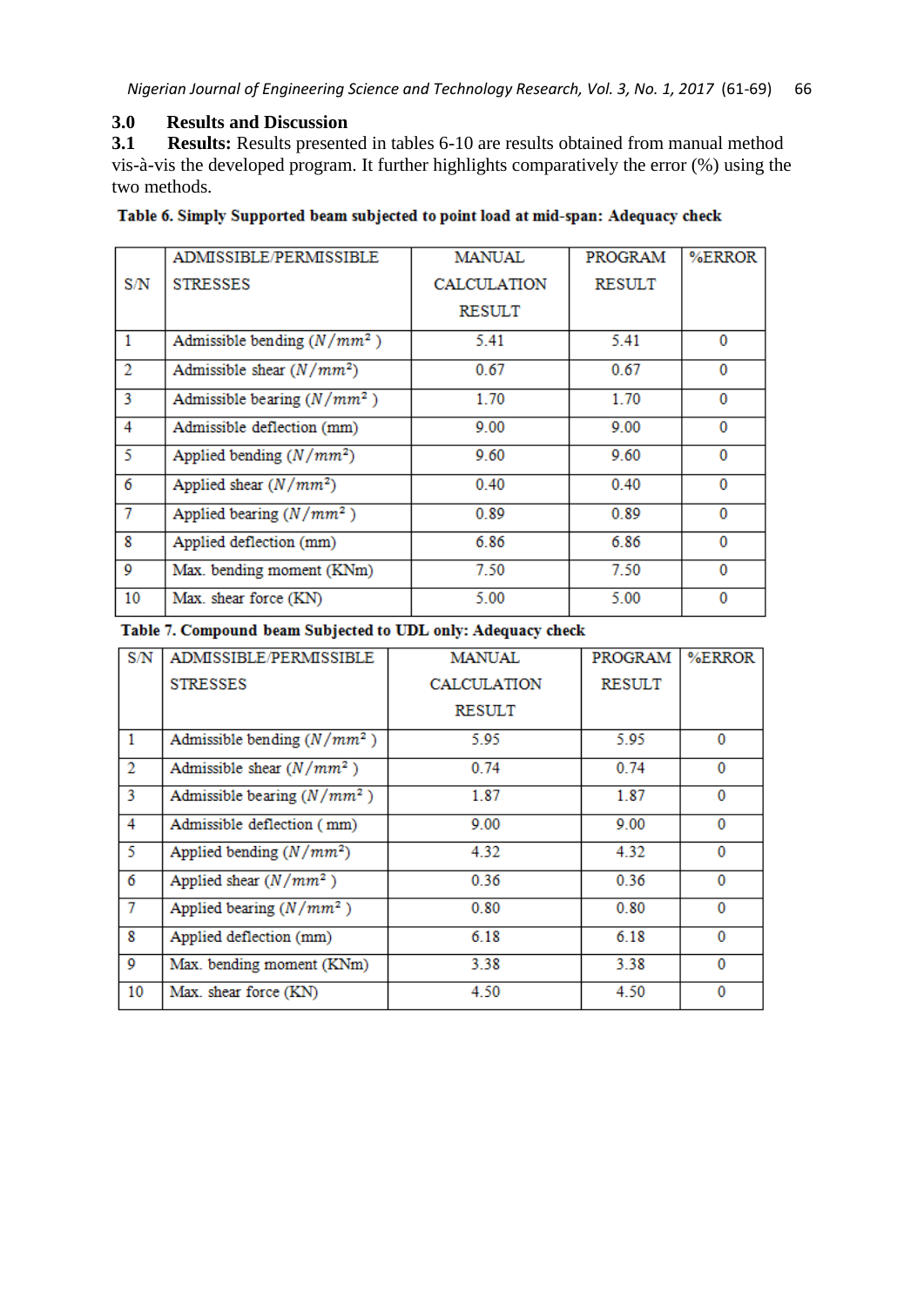## 3.0 Results and Discussion

**3.1 Results:** Results presented in tables 6-10 are results obtained from manual method vis-à-vis the developed program. It further highlights comparatively the error (%) using the two methods.

**Table 6. Simply Supported beam subjected to point load at mid-span: Adequacy check**

| S/N | ADMISSIBLE/PERMISSIBLE STRESSES | MANUAL CALCULATION RESULT | PROGRAM RESULT | %ERROR |
|---|---|---|---|---|
| 1 | Admissible bending ($N/mm^2$) | 5.41 | 5.41 | 0 |
| 2 | Admissible shear ($N/mm^2$) | 0.67 | 0.67 | 0 |
| 3 | Admissible bearing ($N/mm^2$) | 1.70 | 1.70 | 0 |
| 4 | Admissible deflection (mm) | 9.00 | 9.00 | 0 |
| 5 | Applied bending ($N/mm^2$) | 9.60 | 9.60 | 0 |
| 6 | Applied shear ($N/mm^2$) | 0.40 | 0.40 | 0 |
| 7 | Applied bearing ($N/mm^2$) | 0.89 | 0.89 | 0 |
| 8 | Applied deflection (mm) | 6.86 | 6.86 | 0 |
| 9 | Max. bending moment (KNm) | 7.50 | 7.50 | 0 |
| 10 | Max. shear force (KN) | 5.00 | 5.00 | 0 |

**Table 7. Compound beam Subjected to UDL only: Adequacy check**

| S/N | ADMISSIBLE/PERMISSIBLE STRESSES | MANUAL CALCULATION RESULT | PROGRAM RESULT | %ERROR |
|---|---|---|---|---|
| 1 | Admissible bending ($N/mm^2$) | 5.95 | 5.95 | 0 |
| 2 | Admissible shear ($N/mm^2$) | 0.74 | 0.74 | 0 |
| 3 | Admissible bearing ($N/mm^2$) | 1.87 | 1.87 | 0 |
| 4 | Admissible deflection ( mm) | 9.00 | 9.00 | 0 |
| 5 | Applied bending ($N/mm^2$) | 4.32 | 4.32 | 0 |
| 6 | Applied shear ($N/mm^2$) | 0.36 | 0.36 | 0 |
| 7 | Applied bearing ($N/mm^2$) | 0.80 | 0.80 | 0 |
| 8 | Applied deflection (mm) | 6.18 | 6.18 | 0 |
| 9 | Max. bending moment (KNm) | 3.38 | 3.38 | 0 |
| 10 | Max. shear force (KN) | 4.50 | 4.50 | 0 |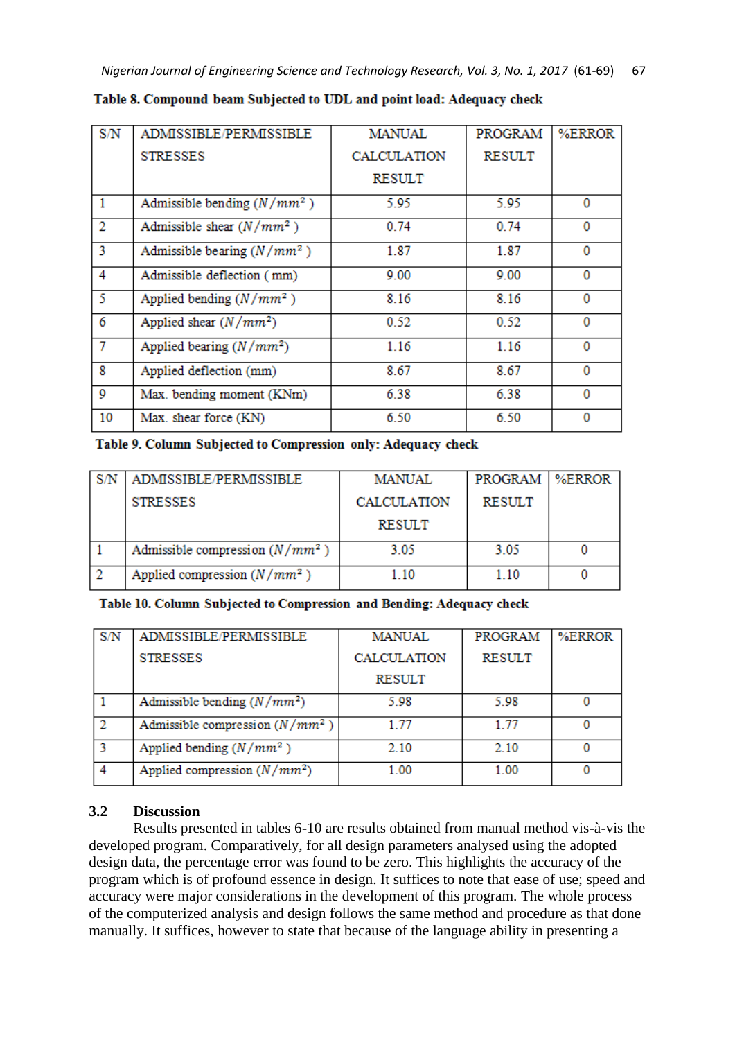**Table 8. Compound beam Subjected to UDL and point load: Adequacy check**

| S/N | ADMISSIBLE/PERMISSIBLE STRESSES | MANUAL CALCULATION RESULT | PROGRAM RESULT | %ERROR |
|---|---|---|---|---|
| 1 | Admissible bending ($N/mm^2$) | 5.95 | 5.95 | 0 |
| 2 | Admissible shear ($N/mm^2$) | 0.74 | 0.74 | 0 |
| 3 | Admissible bearing ($N/mm^2$) | 1.87 | 1.87 | 0 |
| 4 | Admissible deflection (mm) | 9.00 | 9.00 | 0 |
| 5 | Applied bending ($N/mm^2$) | 8.16 | 8.16 | 0 |
| 6 | Applied shear ($N/mm^2$) | 0.52 | 0.52 | 0 |
| 7 | Applied bearing ($N/mm^2$) | 1.16 | 1.16 | 0 |
| 8 | Applied deflection (mm) | 8.67 | 8.67 | 0 |
| 9 | Max. bending moment (KNm) | 6.38 | 6.38 | 0 |
| 10 | Max. shear force (KN) | 6.50 | 6.50 | 0 |

**Table 9. Column Subjected to Compression only: Adequacy check**

| S/N | ADMISSIBLE/PERMISSIBLE STRESSES | MANUAL CALCULATION RESULT | PROGRAM RESULT | %ERROR |
|---|---|---|---|---|
| 1 | Admissible compression ($N/mm^2$) | 3.05 | 3.05 | 0 |
| 2 | Applied compression ($N/mm^2$) | 1.10 | 1.10 | 0 |

**Table 10. Column Subjected to Compression and Bending: Adequacy check**

| S/N | ADMISSIBLE/PERMISSIBLE STRESSES | MANUAL CALCULATION RESULT | PROGRAM RESULT | %ERROR |
|---|---|---|---|---|
| 1 | Admissible bending ($N/mm^2$) | 5.98 | 5.98 | 0 |
| 2 | Admissible compression ($N/mm^2$) | 1.77 | 1.77 | 0 |
| 3 | Applied bending ($N/mm^2$) | 2.10 | 2.10 | 0 |
| 4 | Applied compression ($N/mm^2$) | 1.00 | 1.00 | 0 |

### 3.2 Discussion

Results presented in tables 6-10 are results obtained from manual method vis-à-vis the developed program. Comparatively, for all design parameters analysed using the adopted design data, the percentage error was found to be zero. This highlights the accuracy of the program which is of profound essence in design. It suffices to note that ease of use; speed and accuracy were major considerations in the development of this program. The whole process of the computerized analysis and design follows the same method and procedure as that done manually. It suffices, however to state that because of the language ability in presenting a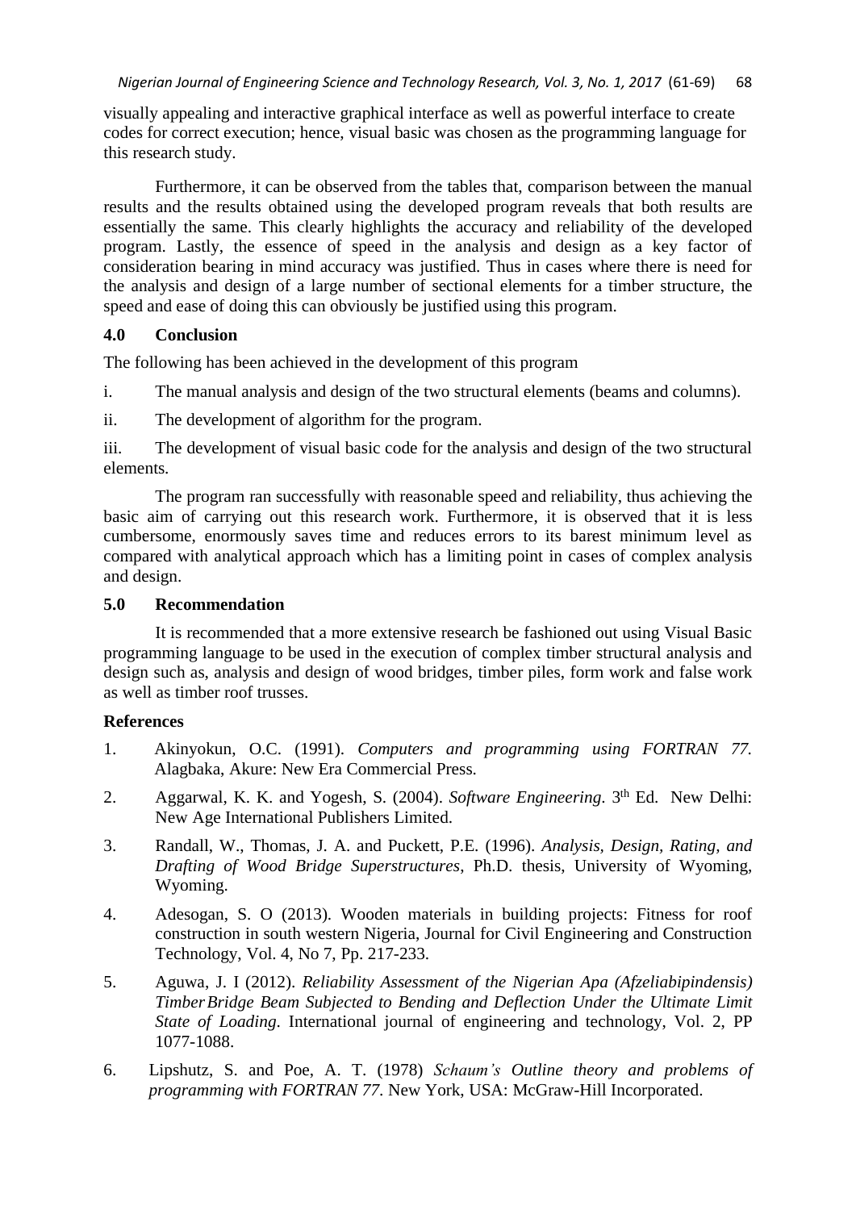visually appealing and interactive graphical interface as well as powerful interface to create codes for correct execution; hence, visual basic was chosen as the programming language for this research study.

Furthermore, it can be observed from the tables that, comparison between the manual results and the results obtained using the developed program reveals that both results are essentially the same. This clearly highlights the accuracy and reliability of the developed program. Lastly, the essence of speed in the analysis and design as a key factor of consideration bearing in mind accuracy was justified. Thus in cases where there is need for the analysis and design of a large number of sectional elements for a timber structure, the speed and ease of doing this can obviously be justified using this program.

## 4.0 Conclusion

The following has been achieved in the development of this program

i. The manual analysis and design of the two structural elements (beams and columns).

ii. The development of algorithm for the program.

iii. The development of visual basic code for the analysis and design of the two structural elements.

The program ran successfully with reasonable speed and reliability, thus achieving the basic aim of carrying out this research work. Furthermore, it is observed that it is less cumbersome, enormously saves time and reduces errors to its barest minimum level as compared with analytical approach which has a limiting point in cases of complex analysis and design.

## 5.0 Recommendation

It is recommended that a more extensive research be fashioned out using Visual Basic programming language to be used in the execution of complex timber structural analysis and design such as, analysis and design of wood bridges, timber piles, form work and false work as well as timber roof trusses.

## References

1. Akinyokun, O.C. (1991). *Computers and programming using FORTRAN 77.* Alagbaka, Akure: New Era Commercial Press.

2. Aggarwal, K. K. and Yogesh, S. (2004). *Software Engineering*. 3th Ed. New Delhi: New Age International Publishers Limited.

3. Randall, W., Thomas, J. A. and Puckett, P.E. (1996). *Analysis, Design, Rating, and Drafting of Wood Bridge Superstructures*, Ph.D. thesis, University of Wyoming, Wyoming.

4. Adesogan, S. O (2013). Wooden materials in building projects: Fitness for roof construction in south western Nigeria, Journal for Civil Engineering and Construction Technology, Vol. 4, No 7, Pp. 217-233.

5. Aguwa, J. I (2012). *Reliability Assessment of the Nigerian Apa (Afzeliabipindensis) Timber Bridge Beam Subjected to Bending and Deflection Under the Ultimate Limit State of Loading*. International journal of engineering and technology, Vol. 2, PP 1077-1088.

6. Lipshutz, S. and Poe, A. T. (1978) *Schaum's Outline theory and problems of programming with FORTRAN 77*. New York, USA: McGraw-Hill Incorporated.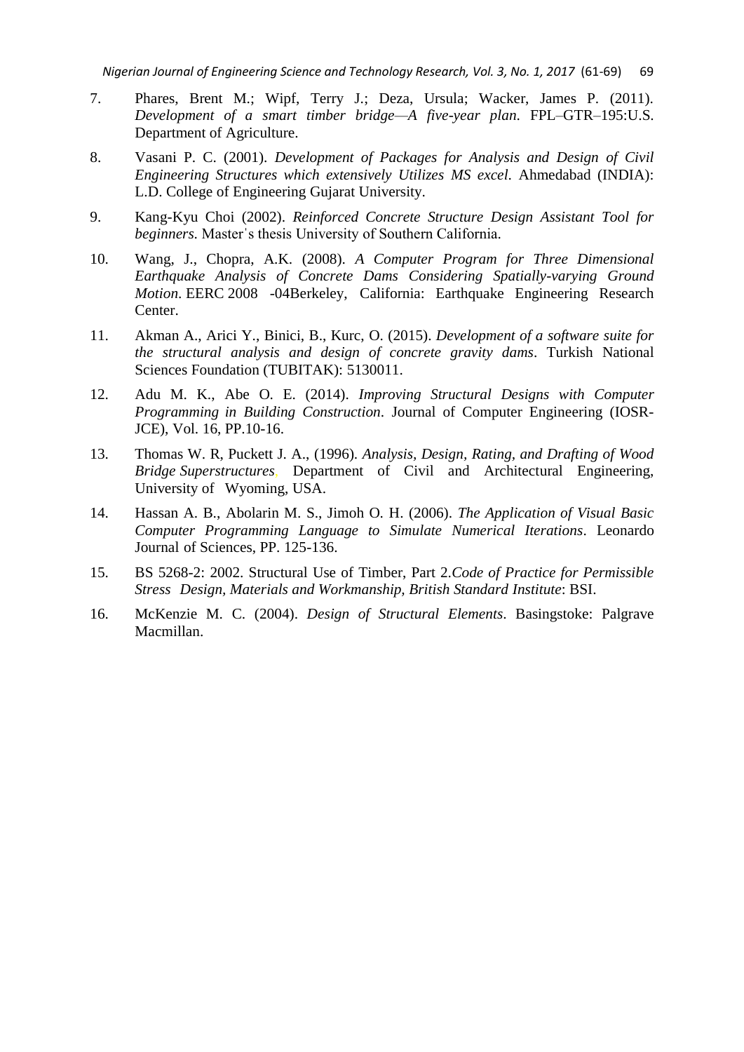7. Phares, Brent M.; Wipf, Terry J.; Deza, Ursula; Wacker, James P. (2011). *Development of a smart timber bridge—A five-year plan*. FPL–GTR–195:U.S. Department of Agriculture.

8. Vasani P. C. (2001). *Development of Packages for Analysis and Design of Civil Engineering Structures which extensively Utilizes MS excel*. Ahmedabad (INDIA): L.D. College of Engineering Gujarat University.

9. Kang-Kyu Choi (2002). *Reinforced Concrete Structure Design Assistant Tool for beginners.* Master's thesis University of Southern California.

10. Wang, J., Chopra, A.K. (2008). *A Computer Program for Three Dimensional Earthquake Analysis of Concrete Dams Considering Spatially-varying Ground Motion*. EERC 2008 -04Berkeley, California: Earthquake Engineering Research Center.

11. Akman A., Arici Y., Binici, B., Kurc, O. (2015). *Development of a software suite for the structural analysis and design of concrete gravity dams*. Turkish National Sciences Foundation (TUBITAK): 5130011.

12. Adu M. K., Abe O. E. (2014). *Improving Structural Designs with Computer Programming in Building Construction*. Journal of Computer Engineering (IOSR-JCE), Vol. 16, PP.10-16.

13. Thomas W. R, Puckett J. A., (1996). *Analysis, Design, Rating, and Drafting of Wood Bridge Superstructures*, Department of Civil and Architectural Engineering, University of Wyoming, USA.

14. Hassan A. B., Abolarin M. S., Jimoh O. H. (2006). *The Application of Visual Basic Computer Programming Language to Simulate Numerical Iterations*. Leonardo Journal of Sciences, PP. 125-136.

15. BS 5268-2: 2002. Structural Use of Timber, Part 2.*Code of Practice for Permissible Stress Design, Materials and Workmanship, British Standard Institute*: BSI.

16. McKenzie M. C. (2004). *Design of Structural Elements*. Basingstoke: Palgrave Macmillan.